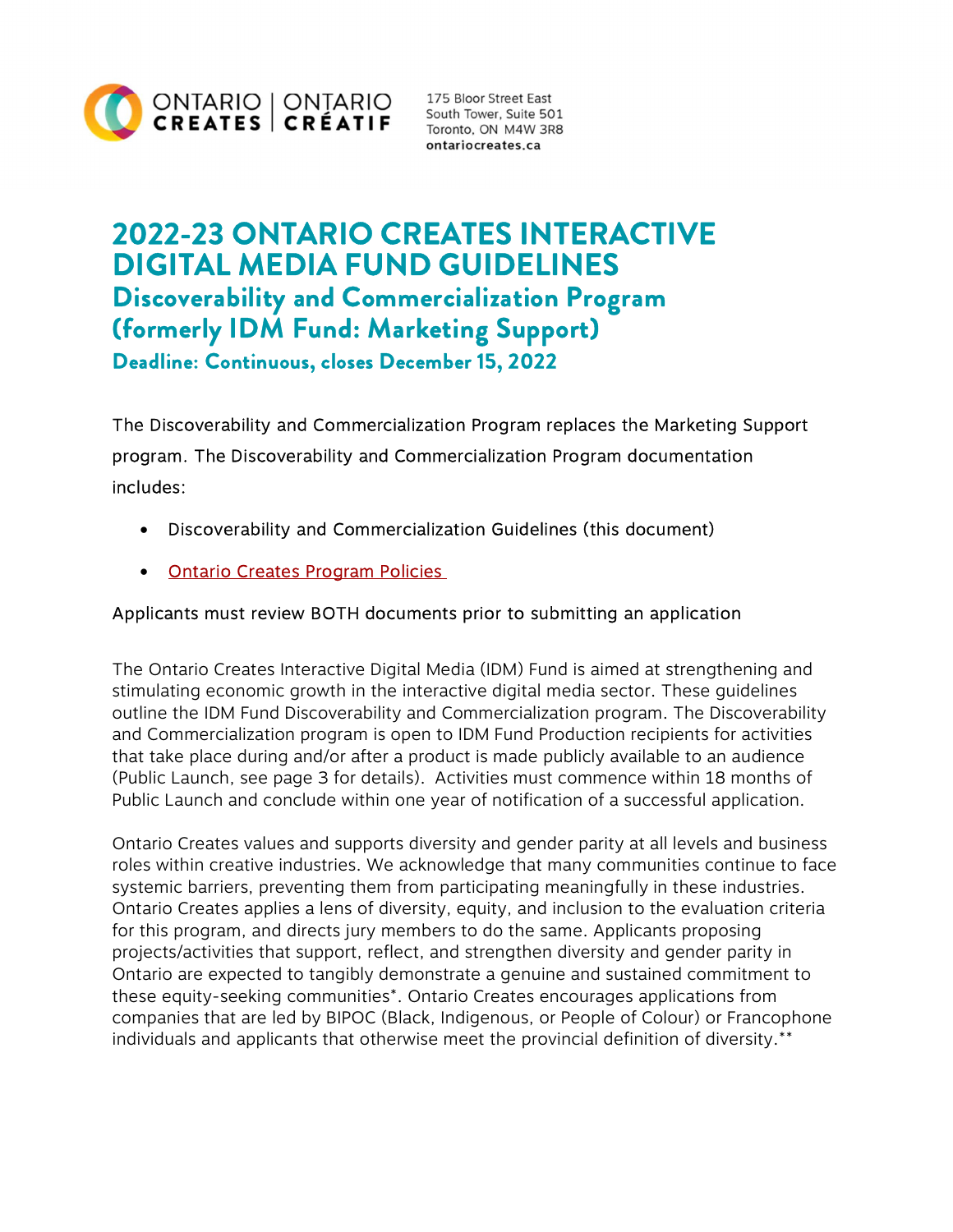ONTARIO CREATES | ONTARIO CRÉATIF

175 Bloor Street East
South Tower, Suite 501
Toronto, ON M4W 3R8
**ontariocreates.ca**

# 2022-23 ONTARIO CREATES INTERACTIVE DIGITAL MEDIA FUND GUIDELINES

## Discoverability and Commercialization Program (formerly IDM Fund: Marketing Support)

### Deadline: Continuous, closes December 15, 2022

The Discoverability and Commercialization Program replaces the Marketing Support program. The Discoverability and Commercialization Program documentation includes:

- Discoverability and Commercialization Guidelines (this document)
- Ontario Creates Program Policies

Applicants must review BOTH documents prior to submitting an application

The Ontario Creates Interactive Digital Media (IDM) Fund is aimed at strengthening and stimulating economic growth in the interactive digital media sector. These guidelines outline the IDM Fund Discoverability and Commercialization program. The Discoverability and Commercialization program is open to IDM Fund Production recipients for activities that take place during and/or after a product is made publicly available to an audience (Public Launch, see page 3 for details). Activities must commence within 18 months of Public Launch and conclude within one year of notification of a successful application.

Ontario Creates values and supports diversity and gender parity at all levels and business roles within creative industries. We acknowledge that many communities continue to face systemic barriers, preventing them from participating meaningfully in these industries. Ontario Creates applies a lens of diversity, equity, and inclusion to the evaluation criteria for this program, and directs jury members to do the same. Applicants proposing projects/activities that support, reflect, and strengthen diversity and gender parity in Ontario are expected to tangibly demonstrate a genuine and sustained commitment to these equity-seeking communities*. Ontario Creates encourages applications from companies that are led by BIPOC (Black, Indigenous, or People of Colour) or Francophone individuals and applicants that otherwise meet the provincial definition of diversity.**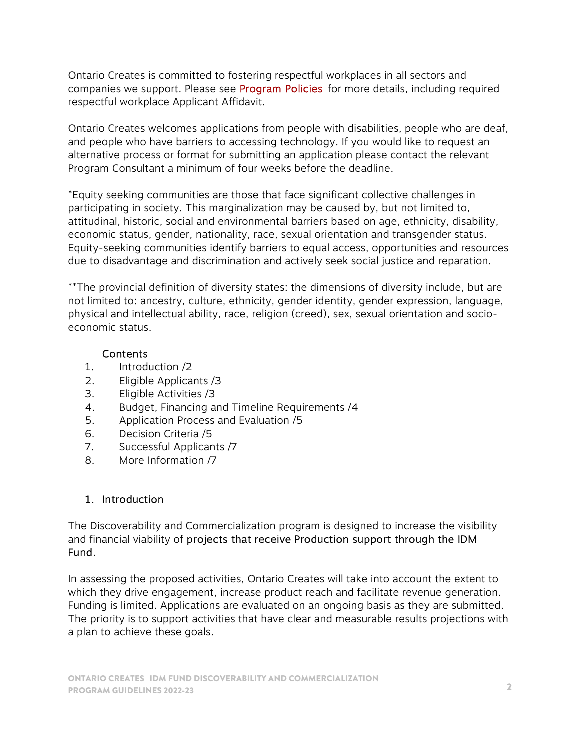Ontario Creates is committed to fostering respectful workplaces in all sectors and companies we support. Please see [Program Policies](#) for more details, including required respectful workplace Applicant Affidavit.

Ontario Creates welcomes applications from people with disabilities, people who are deaf, and people who have barriers to accessing technology. If you would like to request an alternative process or format for submitting an application please contact the relevant Program Consultant a minimum of four weeks before the deadline.

*Equity seeking communities are those that face significant collective challenges in participating in society. This marginalization may be caused by, but not limited to, attitudinal, historic, social and environmental barriers based on age, ethnicity, disability, economic status, gender, nationality, race, sexual orientation and transgender status. Equity-seeking communities identify barriers to equal access, opportunities and resources due to disadvantage and discrimination and actively seek social justice and reparation.

**The provincial definition of diversity states: the dimensions of diversity include, but are not limited to: ancestry, culture, ethnicity, gender identity, gender expression, language, physical and intellectual ability, race, religion (creed), sex, sexual orientation and socio-economic status.

Contents

1. Introduction /2
2. Eligible Applicants /3
3. Eligible Activities /3
4. Budget, Financing and Timeline Requirements /4
5. Application Process and Evaluation /5
6. Decision Criteria /5
7. Successful Applicants /7
8. More Information /7

## 1. Introduction

The Discoverability and Commercialization program is designed to increase the visibility and financial viability of projects that receive Production support through the IDM Fund.

In assessing the proposed activities, Ontario Creates will take into account the extent to which they drive engagement, increase product reach and facilitate revenue generation. Funding is limited. Applications are evaluated on an ongoing basis as they are submitted. The priority is to support activities that have clear and measurable results projections with a plan to achieve these goals.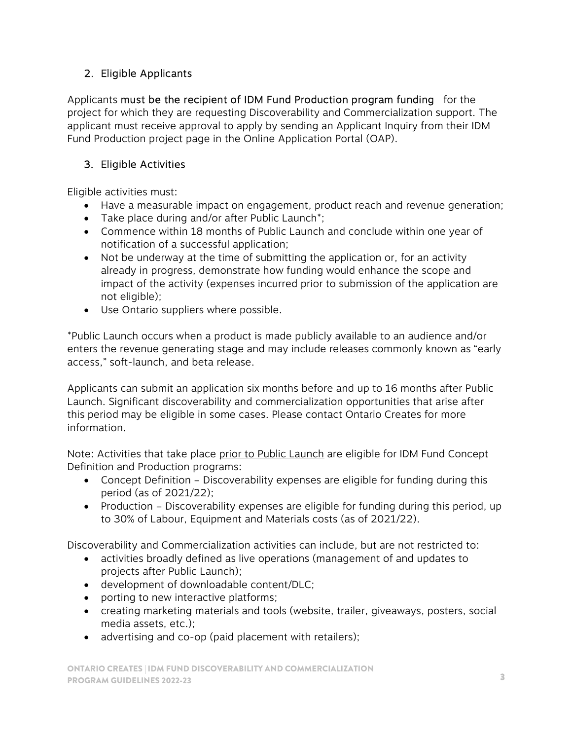## 2. Eligible Applicants

Applicants must be the recipient of IDM Fund Production program funding for the project for which they are requesting Discoverability and Commercialization support. The applicant must receive approval to apply by sending an Applicant Inquiry from their IDM Fund Production project page in the Online Application Portal (OAP).

## 3. Eligible Activities

Eligible activities must:

- Have a measurable impact on engagement, product reach and revenue generation;
- Take place during and/or after Public Launch*;
- Commence within 18 months of Public Launch and conclude within one year of notification of a successful application;
- Not be underway at the time of submitting the application or, for an activity already in progress, demonstrate how funding would enhance the scope and impact of the activity (expenses incurred prior to submission of the application are not eligible);
- Use Ontario suppliers where possible.

*Public Launch occurs when a product is made publicly available to an audience and/or enters the revenue generating stage and may include releases commonly known as "early access," soft-launch, and beta release.

Applicants can submit an application six months before and up to 16 months after Public Launch. Significant discoverability and commercialization opportunities that arise after this period may be eligible in some cases. Please contact Ontario Creates for more information.

Note: Activities that take place prior to Public Launch are eligible for IDM Fund Concept Definition and Production programs:

- Concept Definition – Discoverability expenses are eligible for funding during this period (as of 2021/22);
- Production – Discoverability expenses are eligible for funding during this period, up to 30% of Labour, Equipment and Materials costs (as of 2021/22).

Discoverability and Commercialization activities can include, but are not restricted to:

- activities broadly defined as live operations (management of and updates to projects after Public Launch);
- development of downloadable content/DLC;
- porting to new interactive platforms;
- creating marketing materials and tools (website, trailer, giveaways, posters, social media assets, etc.);
- advertising and co-op (paid placement with retailers);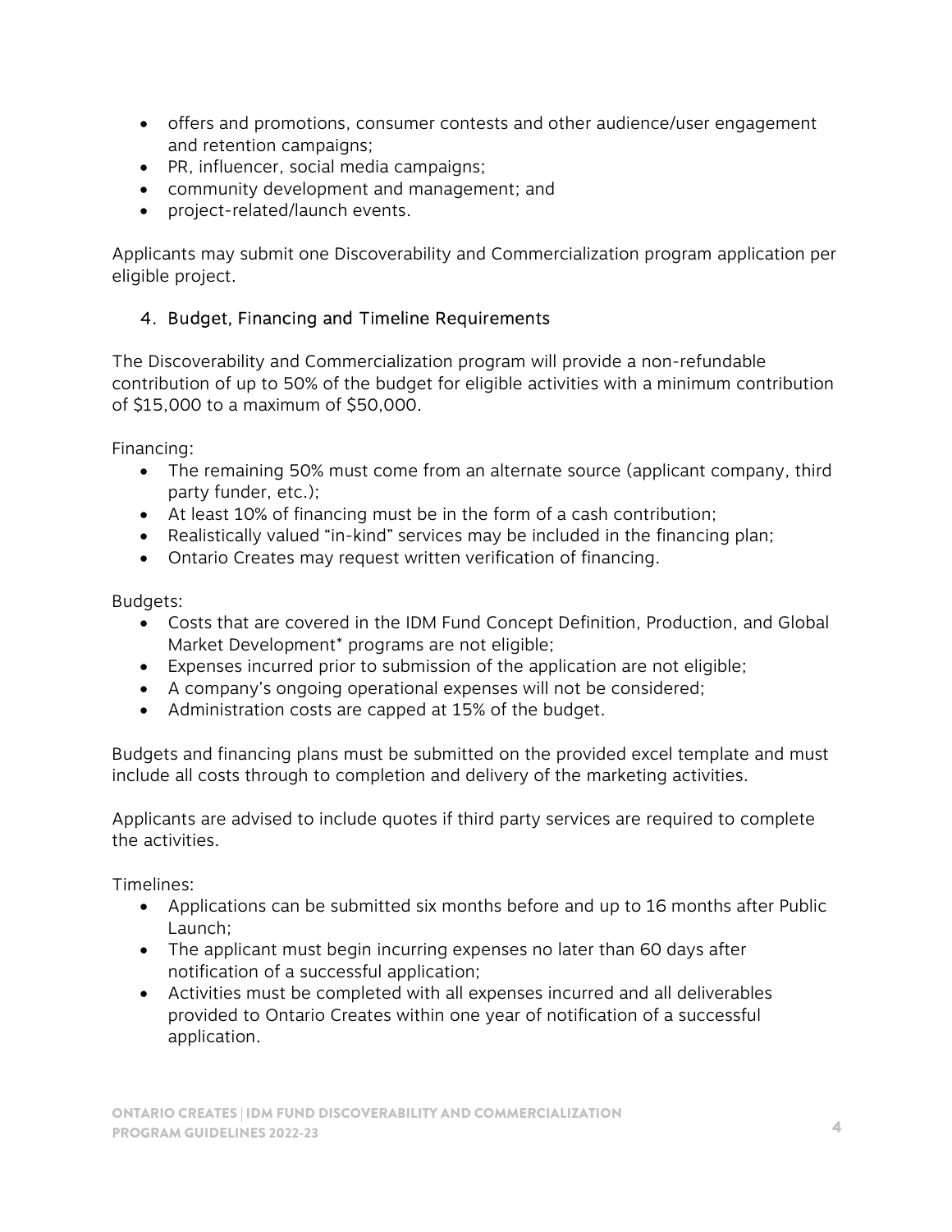- offers and promotions, consumer contests and other audience/user engagement and retention campaigns;
- PR, influencer, social media campaigns;
- community development and management; and
- project-related/launch events.

Applicants may submit one Discoverability and Commercialization program application per eligible project.

## 4. Budget, Financing and Timeline Requirements

The Discoverability and Commercialization program will provide a non-refundable contribution of up to 50% of the budget for eligible activities with a minimum contribution of $15,000 to a maximum of $50,000.

Financing:

- The remaining 50% must come from an alternate source (applicant company, third party funder, etc.);
- At least 10% of financing must be in the form of a cash contribution;
- Realistically valued "in-kind" services may be included in the financing plan;
- Ontario Creates may request written verification of financing.

Budgets:

- Costs that are covered in the IDM Fund Concept Definition, Production, and Global Market Development* programs are not eligible;
- Expenses incurred prior to submission of the application are not eligible;
- A company's ongoing operational expenses will not be considered;
- Administration costs are capped at 15% of the budget.

Budgets and financing plans must be submitted on the provided excel template and must include all costs through to completion and delivery of the marketing activities.

Applicants are advised to include quotes if third party services are required to complete the activities.

Timelines:

- Applications can be submitted six months before and up to 16 months after Public Launch;
- The applicant must begin incurring expenses no later than 60 days after notification of a successful application;
- Activities must be completed with all expenses incurred and all deliverables provided to Ontario Creates within one year of notification of a successful application.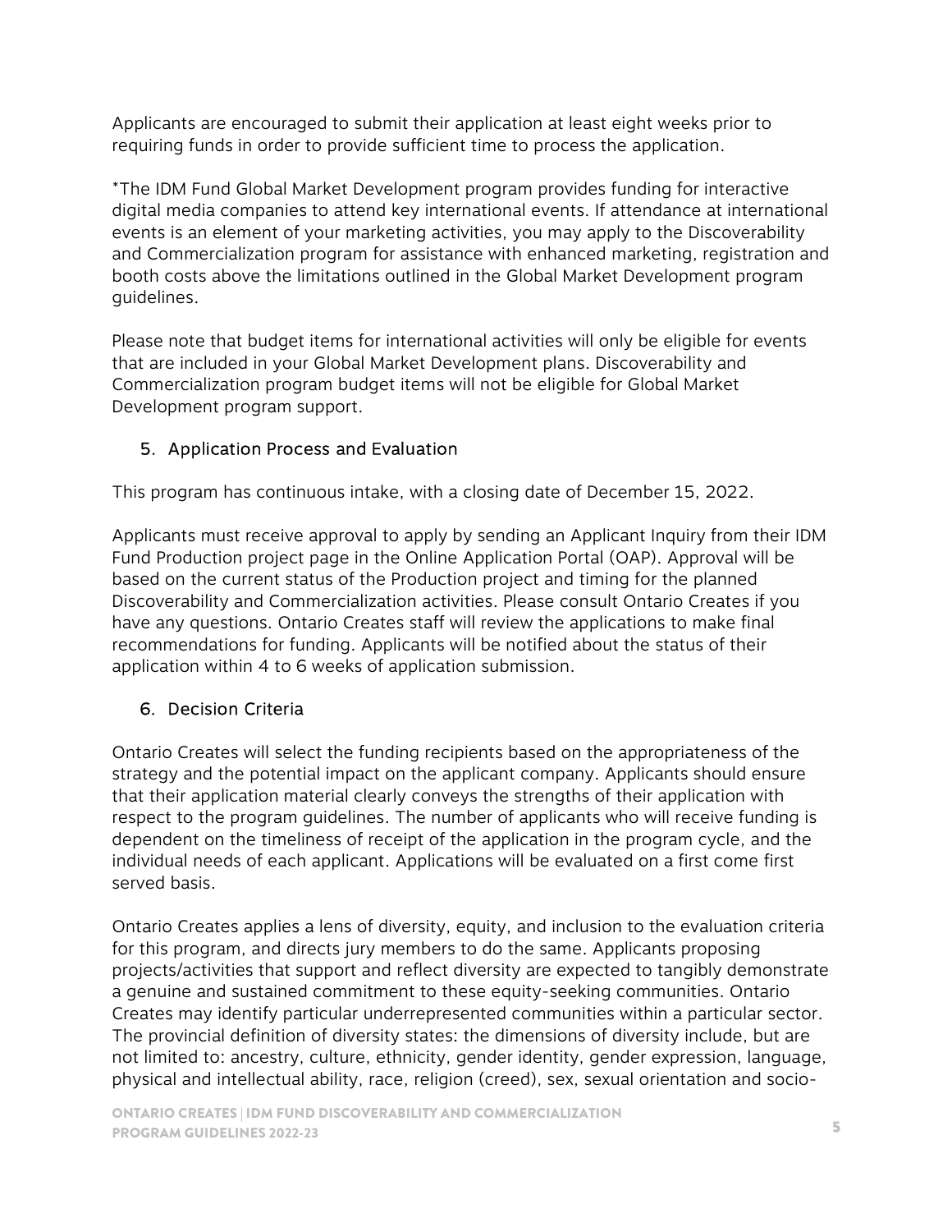Applicants are encouraged to submit their application at least eight weeks prior to requiring funds in order to provide sufficient time to process the application.

*The IDM Fund Global Market Development program provides funding for interactive digital media companies to attend key international events. If attendance at international events is an element of your marketing activities, you may apply to the Discoverability and Commercialization program for assistance with enhanced marketing, registration and booth costs above the limitations outlined in the Global Market Development program guidelines.

Please note that budget items for international activities will only be eligible for events that are included in your Global Market Development plans. Discoverability and Commercialization program budget items will not be eligible for Global Market Development program support.

## 5. Application Process and Evaluation

This program has continuous intake, with a closing date of December 15, 2022.

Applicants must receive approval to apply by sending an Applicant Inquiry from their IDM Fund Production project page in the Online Application Portal (OAP). Approval will be based on the current status of the Production project and timing for the planned Discoverability and Commercialization activities. Please consult Ontario Creates if you have any questions. Ontario Creates staff will review the applications to make final recommendations for funding. Applicants will be notified about the status of their application within 4 to 6 weeks of application submission.

## 6. Decision Criteria

Ontario Creates will select the funding recipients based on the appropriateness of the strategy and the potential impact on the applicant company. Applicants should ensure that their application material clearly conveys the strengths of their application with respect to the program guidelines. The number of applicants who will receive funding is dependent on the timeliness of receipt of the application in the program cycle, and the individual needs of each applicant. Applications will be evaluated on a first come first served basis.

Ontario Creates applies a lens of diversity, equity, and inclusion to the evaluation criteria for this program, and directs jury members to do the same. Applicants proposing projects/activities that support and reflect diversity are expected to tangibly demonstrate a genuine and sustained commitment to these equity-seeking communities. Ontario Creates may identify particular underrepresented communities within a particular sector. The provincial definition of diversity states: the dimensions of diversity include, but are not limited to: ancestry, culture, ethnicity, gender identity, gender expression, language, physical and intellectual ability, race, religion (creed), sex, sexual orientation and socio-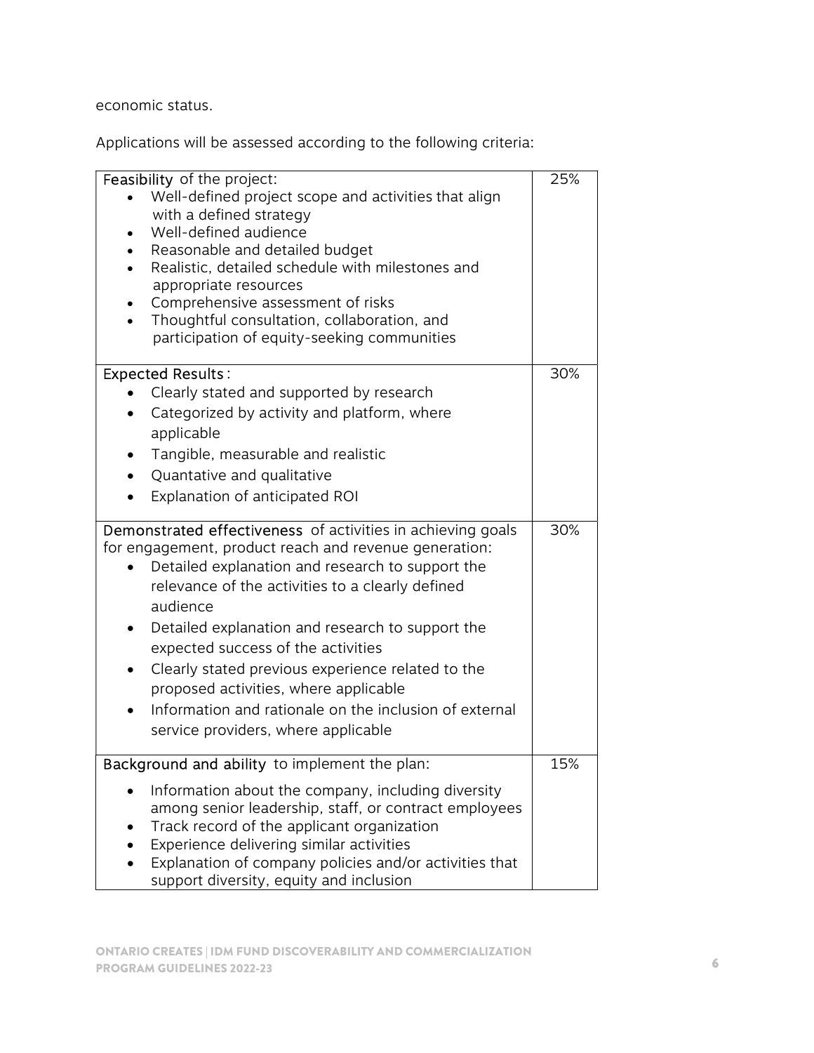economic status.

Applications will be assessed according to the following criteria:

| | |
|---|---|
| **Feasibility** of the project:<br>• Well-defined project scope and activities that align with a defined strategy<br>• Well-defined audience<br>• Reasonable and detailed budget<br>• Realistic, detailed schedule with milestones and appropriate resources<br>• Comprehensive assessment of risks<br>• Thoughtful consultation, collaboration, and participation of equity-seeking communities | 25% |
| **Expected Results**:<br>• Clearly stated and supported by research<br>• Categorized by activity and platform, where applicable<br>• Tangible, measurable and realistic<br>• Quantative and qualitative<br>• Explanation of anticipated ROI | 30% |
| **Demonstrated effectiveness** of activities in achieving goals for engagement, product reach and revenue generation:<br>• Detailed explanation and research to support the relevance of the activities to a clearly defined audience<br>• Detailed explanation and research to support the expected success of the activities<br>• Clearly stated previous experience related to the proposed activities, where applicable<br>• Information and rationale on the inclusion of external service providers, where applicable | 30% |
| **Background and ability** to implement the plan:<br>• Information about the company, including diversity among senior leadership, staff, or contract employees<br>• Track record of the applicant organization<br>• Experience delivering similar activities<br>• Explanation of company policies and/or activities that support diversity, equity and inclusion | 15% |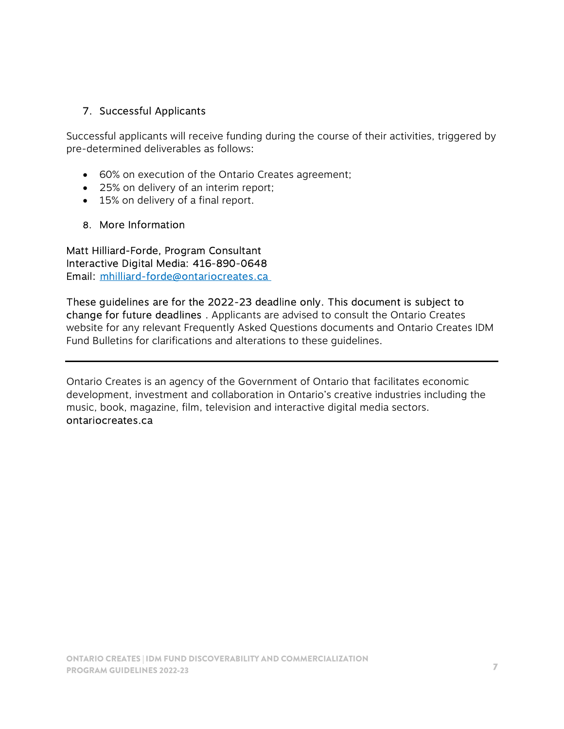## 7. Successful Applicants

Successful applicants will receive funding during the course of their activities, triggered by pre-determined deliverables as follows:

- 60% on execution of the Ontario Creates agreement;
- 25% on delivery of an interim report;
- 15% on delivery of a final report.

## 8. More Information

Matt Hilliard-Forde, Program Consultant
Interactive Digital Media: 416-890-0648
Email: mhilliard-forde@ontariocreates.ca

These guidelines are for the 2022-23 deadline only. This document is subject to change for future deadlines . Applicants are advised to consult the Ontario Creates website for any relevant Frequently Asked Questions documents and Ontario Creates IDM Fund Bulletins for clarifications and alterations to these guidelines.

---

Ontario Creates is an agency of the Government of Ontario that facilitates economic development, investment and collaboration in Ontario's creative industries including the music, book, magazine, film, television and interactive digital media sectors.
ontariocreates.ca